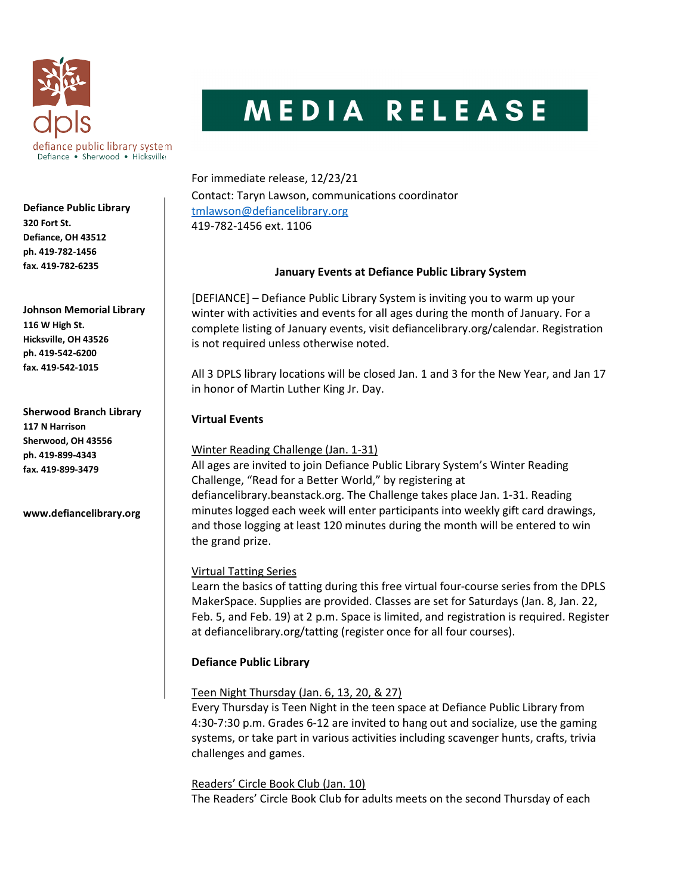defiance public library system
Defiance • Sherwood • Hicksville

# MEDIA RELEASE

**Defiance Public Library**
**320 Fort St.**
**Defiance, OH 43512**
**ph. 419-782-1456**
**fax. 419-782-6235**

**Johnson Memorial Library**
**116 W High St.**
**Hicksville, OH 43526**
**ph. 419-542-6200**
**fax. 419-542-1015**

**Sherwood Branch Library**
**117 N Harrison**
**Sherwood, OH 43556**
**ph. 419-899-4343**
**fax. 419-899-3479**

**www.defiancelibrary.org**

For immediate release, 12/23/21
Contact: Taryn Lawson, communications coordinator
tmlawson@defiancelibrary.org
419-782-1456 ext. 1106

## January Events at Defiance Public Library System

[DEFIANCE] – Defiance Public Library System is inviting you to warm up your winter with activities and events for all ages during the month of January. For a complete listing of January events, visit defiancelibrary.org/calendar. Registration is not required unless otherwise noted.

All 3 DPLS library locations will be closed Jan. 1 and 3 for the New Year, and Jan 17 in honor of Martin Luther King Jr. Day.

### Virtual Events

Winter Reading Challenge (Jan. 1-31)
All ages are invited to join Defiance Public Library System's Winter Reading Challenge, "Read for a Better World," by registering at defiancelibrary.beanstack.org. The Challenge takes place Jan. 1-31. Reading minutes logged each week will enter participants into weekly gift card drawings, and those logging at least 120 minutes during the month will be entered to win the grand prize.

Virtual Tatting Series
Learn the basics of tatting during this free virtual four-course series from the DPLS MakerSpace. Supplies are provided. Classes are set for Saturdays (Jan. 8, Jan. 22, Feb. 5, and Feb. 19) at 2 p.m. Space is limited, and registration is required. Register at defiancelibrary.org/tatting (register once for all four courses).

### Defiance Public Library

Teen Night Thursday (Jan. 6, 13, 20, & 27)
Every Thursday is Teen Night in the teen space at Defiance Public Library from 4:30-7:30 p.m. Grades 6-12 are invited to hang out and socialize, use the gaming systems, or take part in various activities including scavenger hunts, crafts, trivia challenges and games.

Readers' Circle Book Club (Jan. 10)
The Readers' Circle Book Club for adults meets on the second Thursday of each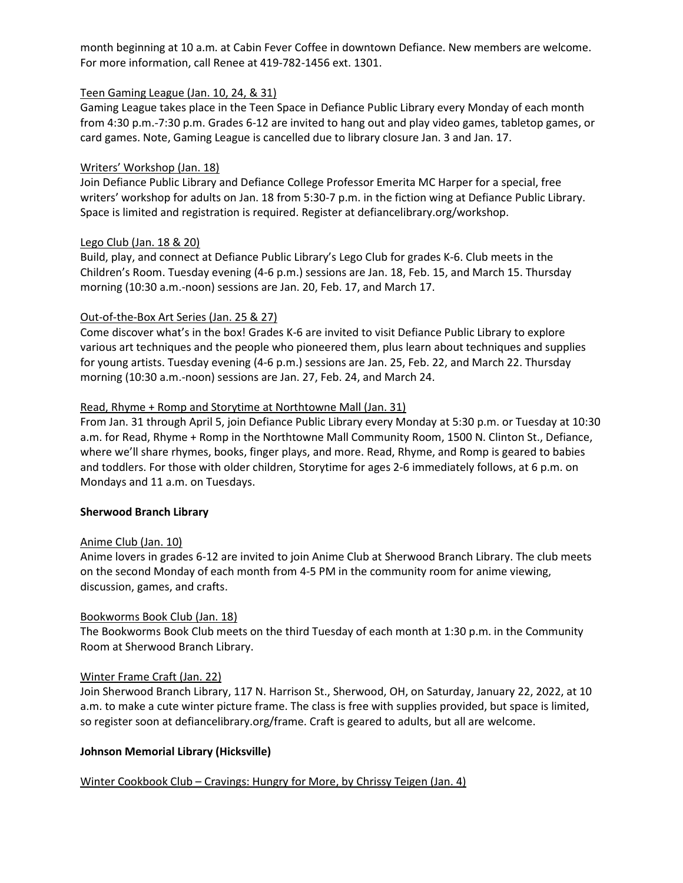month beginning at 10 a.m. at Cabin Fever Coffee in downtown Defiance. New members are welcome. For more information, call Renee at 419-782-1456 ext. 1301.

Teen Gaming League (Jan. 10, 24, & 31)

Gaming League takes place in the Teen Space in Defiance Public Library every Monday of each month from 4:30 p.m.-7:30 p.m. Grades 6-12 are invited to hang out and play video games, tabletop games, or card games. Note, Gaming League is cancelled due to library closure Jan. 3 and Jan. 17.

Writers' Workshop (Jan. 18)

Join Defiance Public Library and Defiance College Professor Emerita MC Harper for a special, free writers' workshop for adults on Jan. 18 from 5:30-7 p.m. in the fiction wing at Defiance Public Library. Space is limited and registration is required. Register at defiancelibrary.org/workshop.

Lego Club (Jan. 18 & 20)

Build, play, and connect at Defiance Public Library's Lego Club for grades K-6. Club meets in the Children's Room. Tuesday evening (4-6 p.m.) sessions are Jan. 18, Feb. 15, and March 15. Thursday morning (10:30 a.m.-noon) sessions are Jan. 20, Feb. 17, and March 17.

Out-of-the-Box Art Series (Jan. 25 & 27)

Come discover what's in the box! Grades K-6 are invited to visit Defiance Public Library to explore various art techniques and the people who pioneered them, plus learn about techniques and supplies for young artists. Tuesday evening (4-6 p.m.) sessions are Jan. 25, Feb. 22, and March 22. Thursday morning (10:30 a.m.-noon) sessions are Jan. 27, Feb. 24, and March 24.

Read, Rhyme + Romp and Storytime at Northtowne Mall (Jan. 31)

From Jan. 31 through April 5, join Defiance Public Library every Monday at 5:30 p.m. or Tuesday at 10:30 a.m. for Read, Rhyme + Romp in the Northtowne Mall Community Room, 1500 N. Clinton St., Defiance, where we'll share rhymes, books, finger plays, and more. Read, Rhyme, and Romp is geared to babies and toddlers. For those with older children, Storytime for ages 2-6 immediately follows, at 6 p.m. on Mondays and 11 a.m. on Tuesdays.

**Sherwood Branch Library**

Anime Club (Jan. 10)

Anime lovers in grades 6-12 are invited to join Anime Club at Sherwood Branch Library. The club meets on the second Monday of each month from 4-5 PM in the community room for anime viewing, discussion, games, and crafts.

Bookworms Book Club (Jan. 18)

The Bookworms Book Club meets on the third Tuesday of each month at 1:30 p.m. in the Community Room at Sherwood Branch Library.

Winter Frame Craft (Jan. 22)

Join Sherwood Branch Library, 117 N. Harrison St., Sherwood, OH, on Saturday, January 22, 2022, at 10 a.m. to make a cute winter picture frame. The class is free with supplies provided, but space is limited, so register soon at defiancelibrary.org/frame. Craft is geared to adults, but all are welcome.

**Johnson Memorial Library (Hicksville)**

Winter Cookbook Club – Cravings: Hungry for More, by Chrissy Teigen (Jan. 4)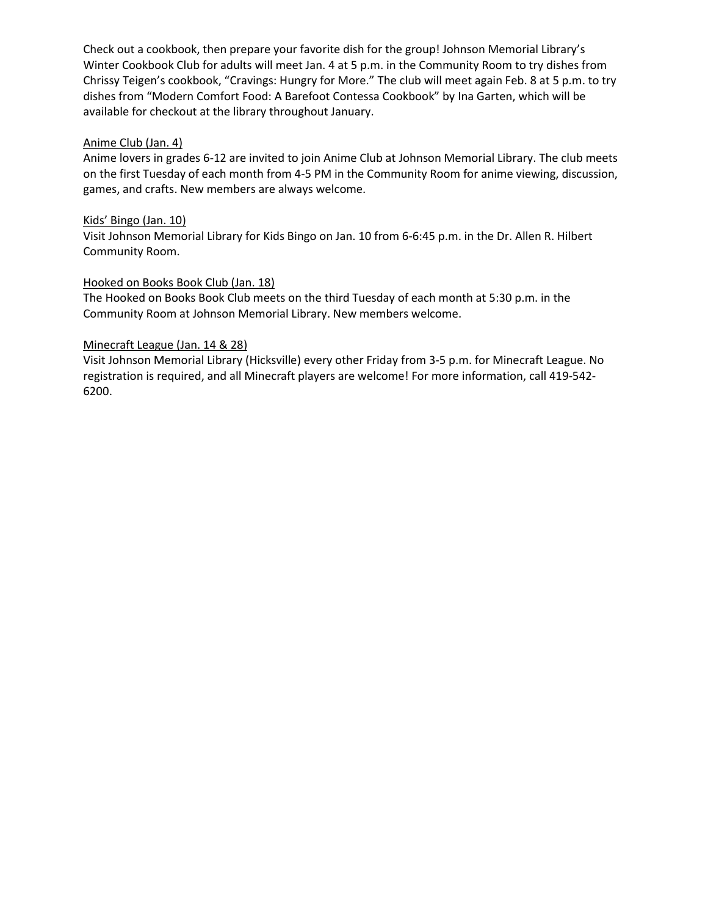Check out a cookbook, then prepare your favorite dish for the group! Johnson Memorial Library's Winter Cookbook Club for adults will meet Jan. 4 at 5 p.m. in the Community Room to try dishes from Chrissy Teigen's cookbook, "Cravings: Hungry for More." The club will meet again Feb. 8 at 5 p.m. to try dishes from "Modern Comfort Food: A Barefoot Contessa Cookbook" by Ina Garten, which will be available for checkout at the library throughout January.

<u>Anime Club (Jan. 4)</u>

Anime lovers in grades 6-12 are invited to join Anime Club at Johnson Memorial Library. The club meets on the first Tuesday of each month from 4-5 PM in the Community Room for anime viewing, discussion, games, and crafts. New members are always welcome.

<u>Kids' Bingo (Jan. 10)</u>

Visit Johnson Memorial Library for Kids Bingo on Jan. 10 from 6-6:45 p.m. in the Dr. Allen R. Hilbert Community Room.

<u>Hooked on Books Book Club (Jan. 18)</u>

The Hooked on Books Book Club meets on the third Tuesday of each month at 5:30 p.m. in the Community Room at Johnson Memorial Library. New members welcome.

<u>Minecraft League (Jan. 14 & 28)</u>

Visit Johnson Memorial Library (Hicksville) every other Friday from 3-5 p.m. for Minecraft League. No registration is required, and all Minecraft players are welcome! For more information, call 419-542-6200.